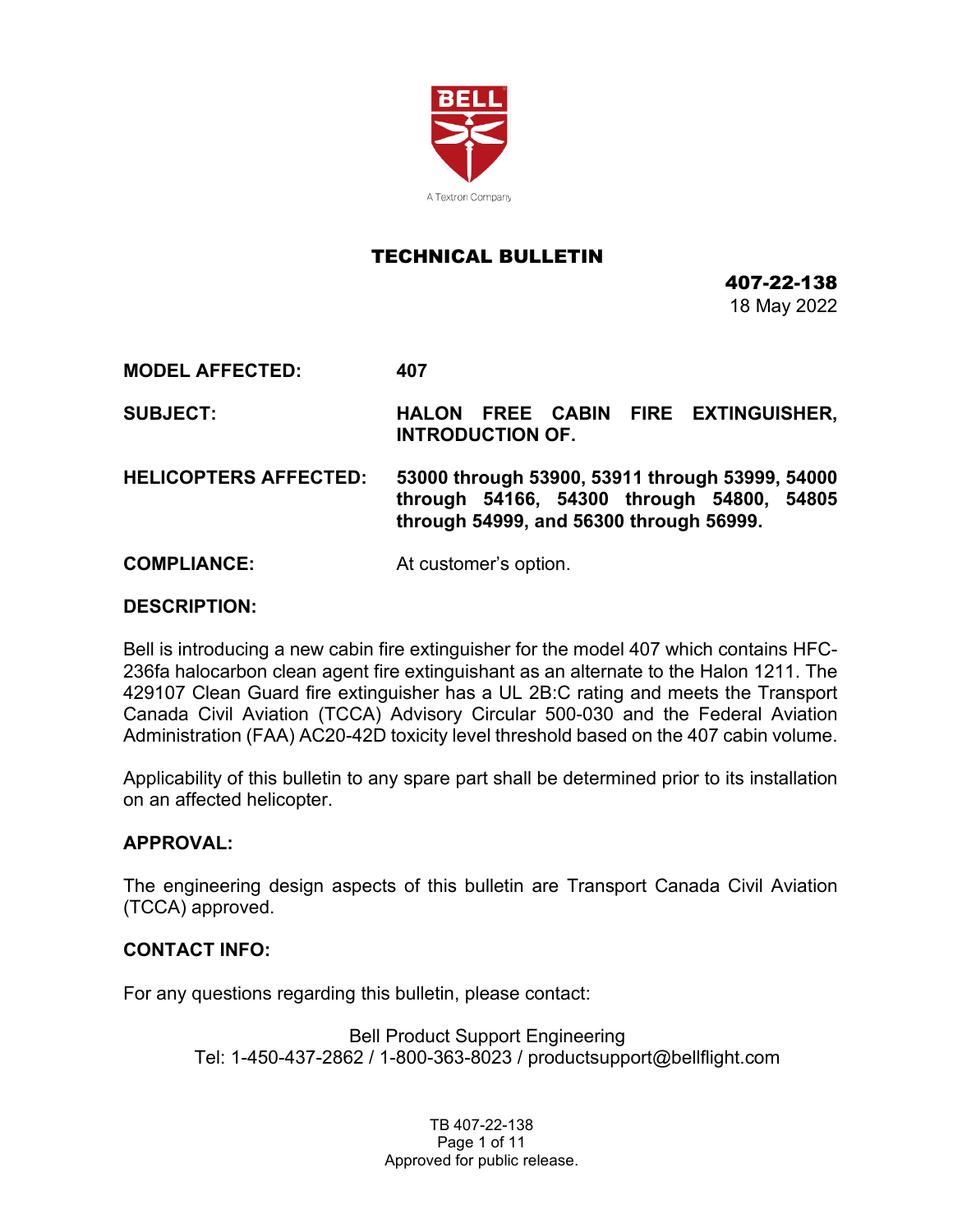BELL

A Textron Company

# TECHNICAL BULLETIN

**407-22-138**
18 May 2022

**MODEL AFFECTED:** **407**

**SUBJECT:** **HALON FREE CABIN FIRE EXTINGUISHER, INTRODUCTION OF.**

**HELICOPTERS AFFECTED:** **53000 through 53900, 53911 through 53999, 54000 through 54166, 54300 through 54800, 54805 through 54999, and 56300 through 56999.**

**COMPLIANCE:** At customer's option.

**DESCRIPTION:**

Bell is introducing a new cabin fire extinguisher for the model 407 which contains HFC-236fa halocarbon clean agent fire extinguishant as an alternate to the Halon 1211. The 429107 Clean Guard fire extinguisher has a UL 2B:C rating and meets the Transport Canada Civil Aviation (TCCA) Advisory Circular 500-030 and the Federal Aviation Administration (FAA) AC20-42D toxicity level threshold based on the 407 cabin volume.

Applicability of this bulletin to any spare part shall be determined prior to its installation on an affected helicopter.

**APPROVAL:**

The engineering design aspects of this bulletin are Transport Canada Civil Aviation (TCCA) approved.

**CONTACT INFO:**

For any questions regarding this bulletin, please contact:

Bell Product Support Engineering
Tel: 1-450-437-2862 / 1-800-363-8023 / productsupport@bellflight.com

TB 407-22-138
Approved for public release.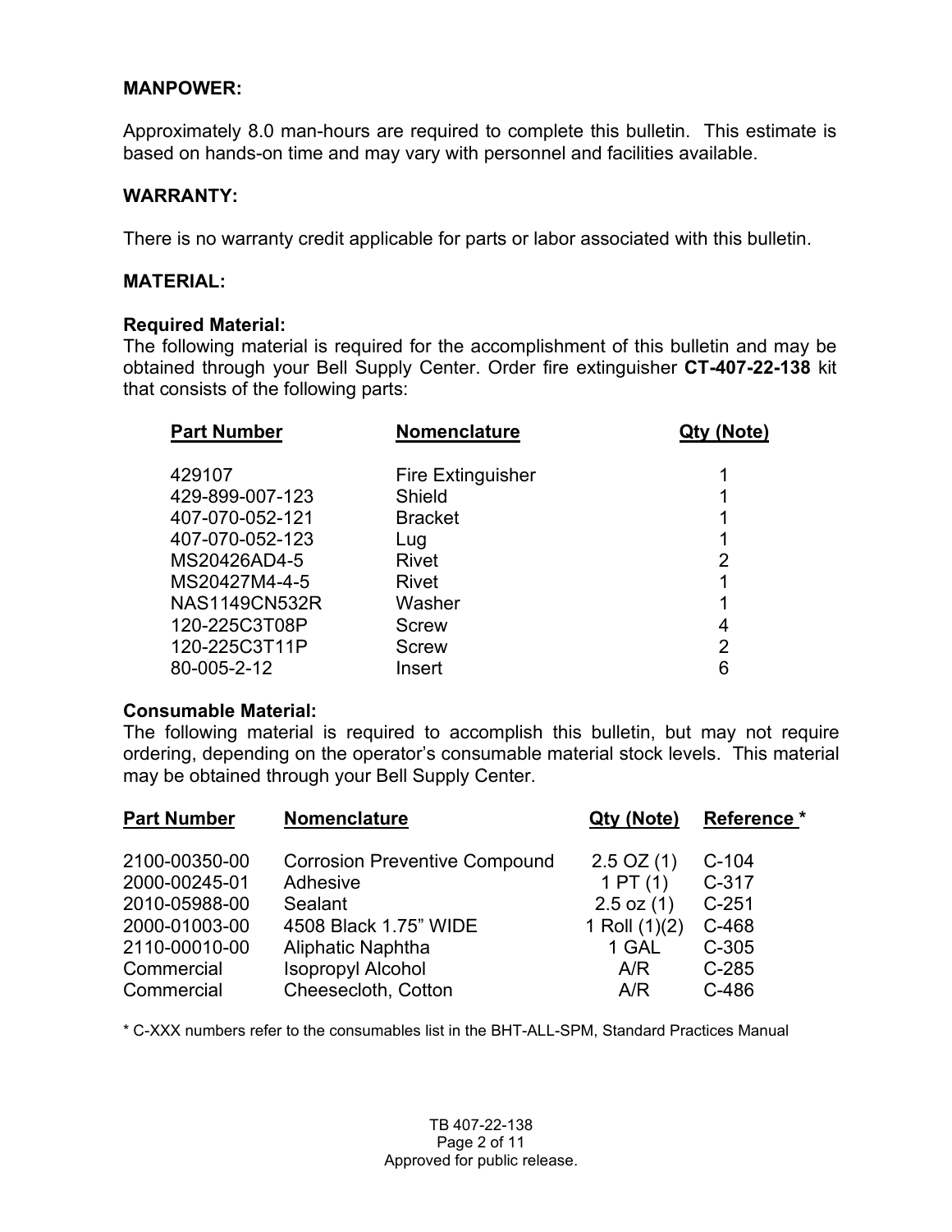## MANPOWER:

Approximately 8.0 man-hours are required to complete this bulletin. This estimate is based on hands-on time and may vary with personnel and facilities available.

## WARRANTY:

There is no warranty credit applicable for parts or labor associated with this bulletin.

## MATERIAL:

### Required Material:

The following material is required for the accomplishment of this bulletin and may be obtained through your Bell Supply Center. Order fire extinguisher **CT-407-22-138** kit that consists of the following parts:

| Part Number | Nomenclature | Qty (Note) |
|---|---|---|
| 429107 | Fire Extinguisher | 1 |
| 429-899-007-123 | Shield | 1 |
| 407-070-052-121 | Bracket | 1 |
| 407-070-052-123 | Lug | 1 |
| MS20426AD4-5 | Rivet | 2 |
| MS20427M4-4-5 | Rivet | 1 |
| NAS1149CN532R | Washer | 1 |
| 120-225C3T08P | Screw | 4 |
| 120-225C3T11P | Screw | 2 |
| 80-005-2-12 | Insert | 6 |

### Consumable Material:

The following material is required to accomplish this bulletin, but may not require ordering, depending on the operator's consumable material stock levels. This material may be obtained through your Bell Supply Center.

| Part Number | Nomenclature | Qty (Note) | Reference * |
|---|---|---|---|
| 2100-00350-00 | Corrosion Preventive Compound | 2.5 OZ (1) | C-104 |
| 2000-00245-01 | Adhesive | 1 PT (1) | C-317 |
| 2010-05988-00 | Sealant | 2.5 oz (1) | C-251 |
| 2000-01003-00 | 4508 Black 1.75" WIDE | 1 Roll (1)(2) | C-468 |
| 2110-00010-00 | Aliphatic Naphtha | 1 GAL | C-305 |
| Commercial | Isopropyl Alcohol | A/R | C-285 |
| Commercial | Cheesecloth, Cotton | A/R | C-486 |

\* C-XXX numbers refer to the consumables list in the BHT-ALL-SPM, Standard Practices Manual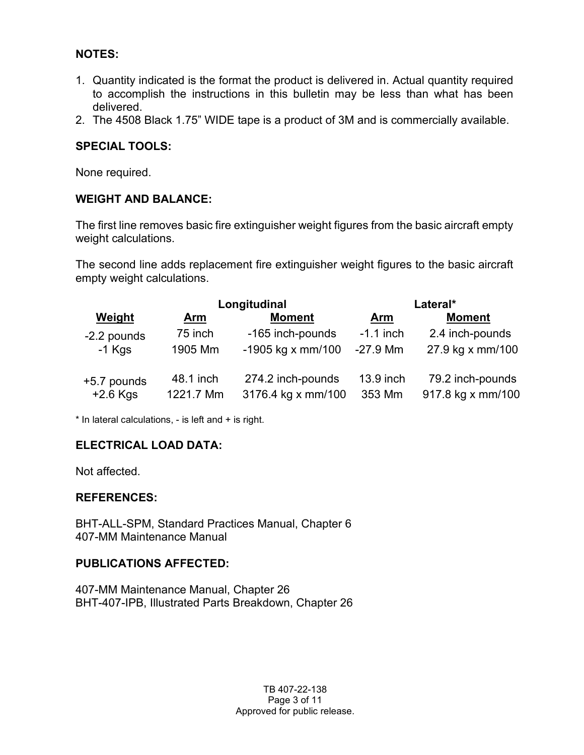**NOTES:**

1. Quantity indicated is the format the product is delivered in. Actual quantity required to accomplish the instructions in this bulletin may be less than what has been delivered.
2. The 4508 Black 1.75” WIDE tape is a product of 3M and is commercially available.

**SPECIAL TOOLS:**

None required.

**WEIGHT AND BALANCE:**

The first line removes basic fire extinguisher weight figures from the basic aircraft empty weight calculations.

The second line adds replacement fire extinguisher weight figures to the basic aircraft empty weight calculations.

| | Longitudinal | | Lateral* | |
|---|---|---|---|---|
| **Weight** | **Arm** | **Moment** | **Arm** | **Moment** |
| -2.2 pounds | 75 inch | -165 inch-pounds | -1.1 inch | 2.4 inch-pounds |
| -1 Kgs | 1905 Mm | -1905 kg x mm/100 | -27.9 Mm | 27.9 kg x mm/100 |
| +5.7 pounds | 48.1 inch | 274.2 inch-pounds | 13.9 inch | 79.2 inch-pounds |
| +2.6 Kgs | 1221.7 Mm | 3176.4 kg x mm/100 | 353 Mm | 917.8 kg x mm/100 |

* In lateral calculations, - is left and + is right.

**ELECTRICAL LOAD DATA:**

Not affected.

**REFERENCES:**

BHT-ALL-SPM, Standard Practices Manual, Chapter 6
407-MM Maintenance Manual

**PUBLICATIONS AFFECTED:**

407-MM Maintenance Manual, Chapter 26
BHT-407-IPB, Illustrated Parts Breakdown, Chapter 26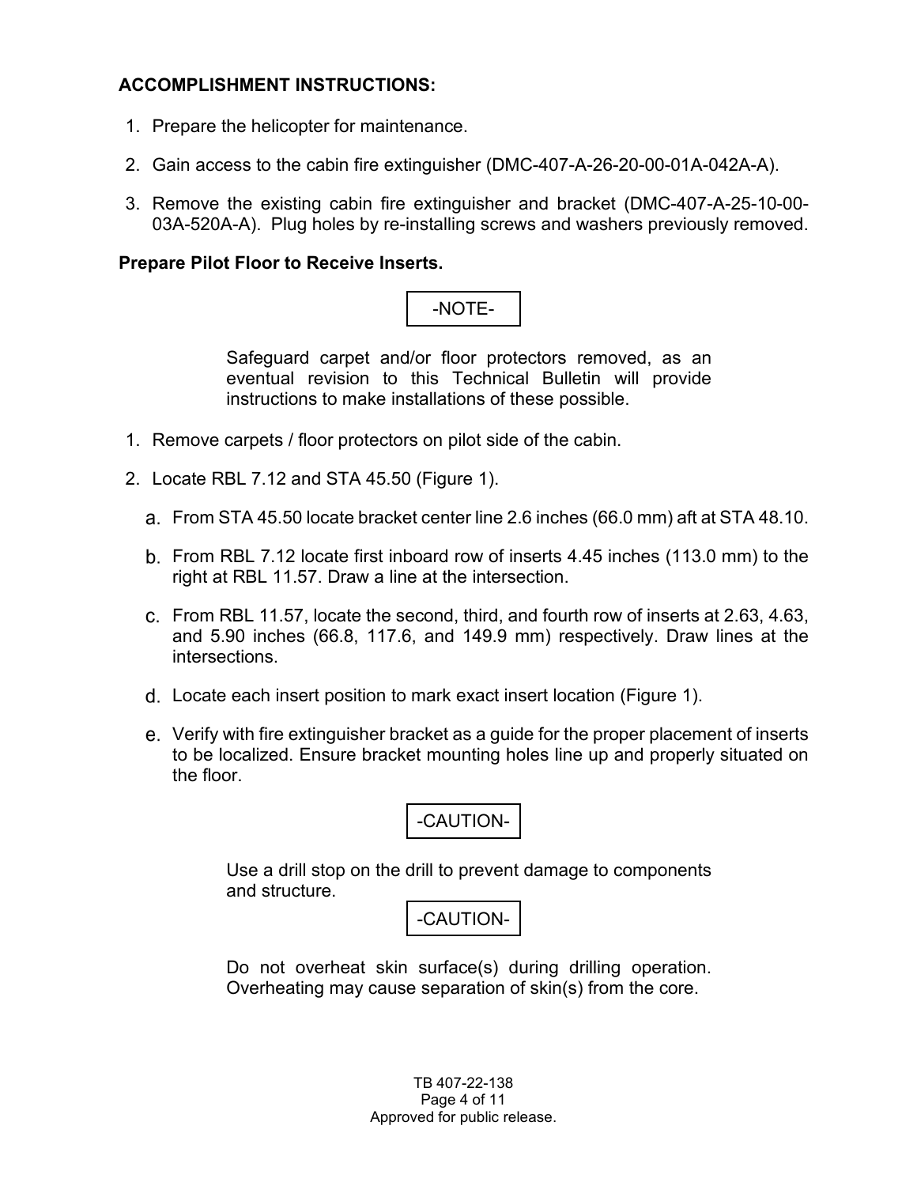**ACCOMPLISHMENT INSTRUCTIONS:**

1. Prepare the helicopter for maintenance.
2. Gain access to the cabin fire extinguisher (DMC-407-A-26-20-00-01A-042A-A).
3. Remove the existing cabin fire extinguisher and bracket (DMC-407-A-25-10-00-03A-520A-A). Plug holes by re-installing screws and washers previously removed.

**Prepare Pilot Floor to Receive Inserts.**

-NOTE-

Safeguard carpet and/or floor protectors removed, as an eventual revision to this Technical Bulletin will provide instructions to make installations of these possible.

1. Remove carpets / floor protectors on pilot side of the cabin.
2. Locate RBL 7.12 and STA 45.50 (Figure 1).
   a. From STA 45.50 locate bracket center line 2.6 inches (66.0 mm) aft at STA 48.10.
   b. From RBL 7.12 locate first inboard row of inserts 4.45 inches (113.0 mm) to the right at RBL 11.57. Draw a line at the intersection.
   c. From RBL 11.57, locate the second, third, and fourth row of inserts at 2.63, 4.63, and 5.90 inches (66.8, 117.6, and 149.9 mm) respectively. Draw lines at the intersections.
   d. Locate each insert position to mark exact insert location (Figure 1).
   e. Verify with fire extinguisher bracket as a guide for the proper placement of inserts to be localized. Ensure bracket mounting holes line up and properly situated on the floor.

-CAUTION-

Use a drill stop on the drill to prevent damage to components and structure.

-CAUTION-

Do not overheat skin surface(s) during drilling operation. Overheating may cause separation of skin(s) from the core.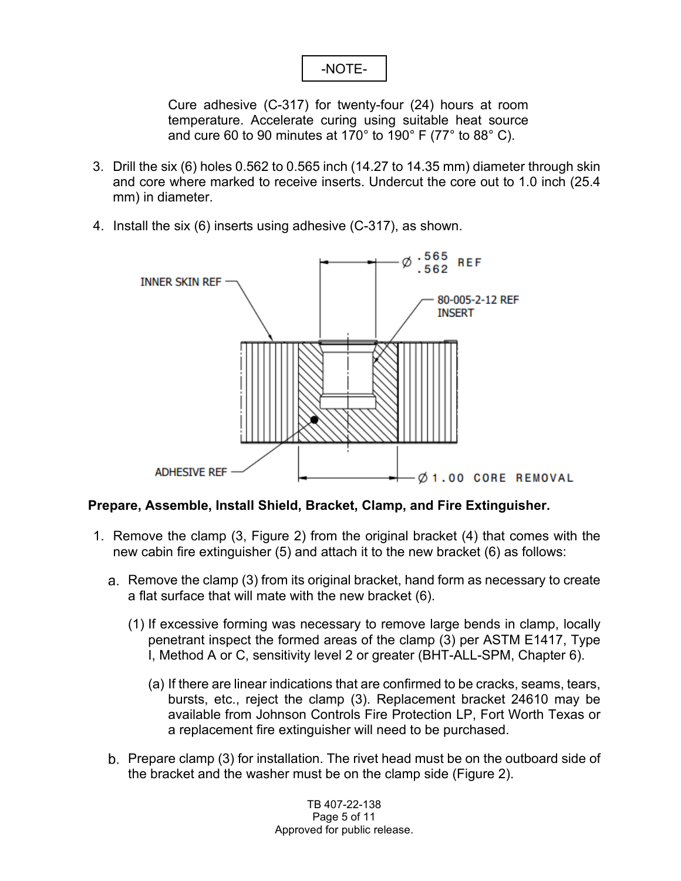-NOTE-

Cure adhesive (C-317) for twenty-four (24) hours at room temperature. Accelerate curing using suitable heat source and cure 60 to 90 minutes at 170° to 190° F (77° to 88° C).

3. Drill the six (6) holes 0.562 to 0.565 inch (14.27 to 14.35 mm) diameter through skin and core where marked to receive inserts. Undercut the core out to 1.0 inch (25.4 mm) in diameter.

4. Install the six (6) inserts using adhesive (C-317), as shown.

INNER SKIN REF

Ø .565 / .562 REF

80-005-2-12 REF INSERT

ADHESIVE REF

Ø 1.00 CORE REMOVAL

**Prepare, Assemble, Install Shield, Bracket, Clamp, and Fire Extinguisher.**

1. Remove the clamp (3, Figure 2) from the original bracket (4) that comes with the new cabin fire extinguisher (5) and attach it to the new bracket (6) as follows:

   a. Remove the clamp (3) from its original bracket, hand form as necessary to create a flat surface that will mate with the new bracket (6).

      (1) If excessive forming was necessary to remove large bends in clamp, locally penetrant inspect the formed areas of the clamp (3) per ASTM E1417, Type I, Method A or C, sensitivity level 2 or greater (BHT-ALL-SPM, Chapter 6).

         (a) If there are linear indications that are confirmed to be cracks, seams, tears, bursts, etc., reject the clamp (3). Replacement bracket 24610 may be available from Johnson Controls Fire Protection LP, Fort Worth Texas or a replacement fire extinguisher will need to be purchased.

   b. Prepare clamp (3) for installation. The rivet head must be on the outboard side of the bracket and the washer must be on the clamp side (Figure 2).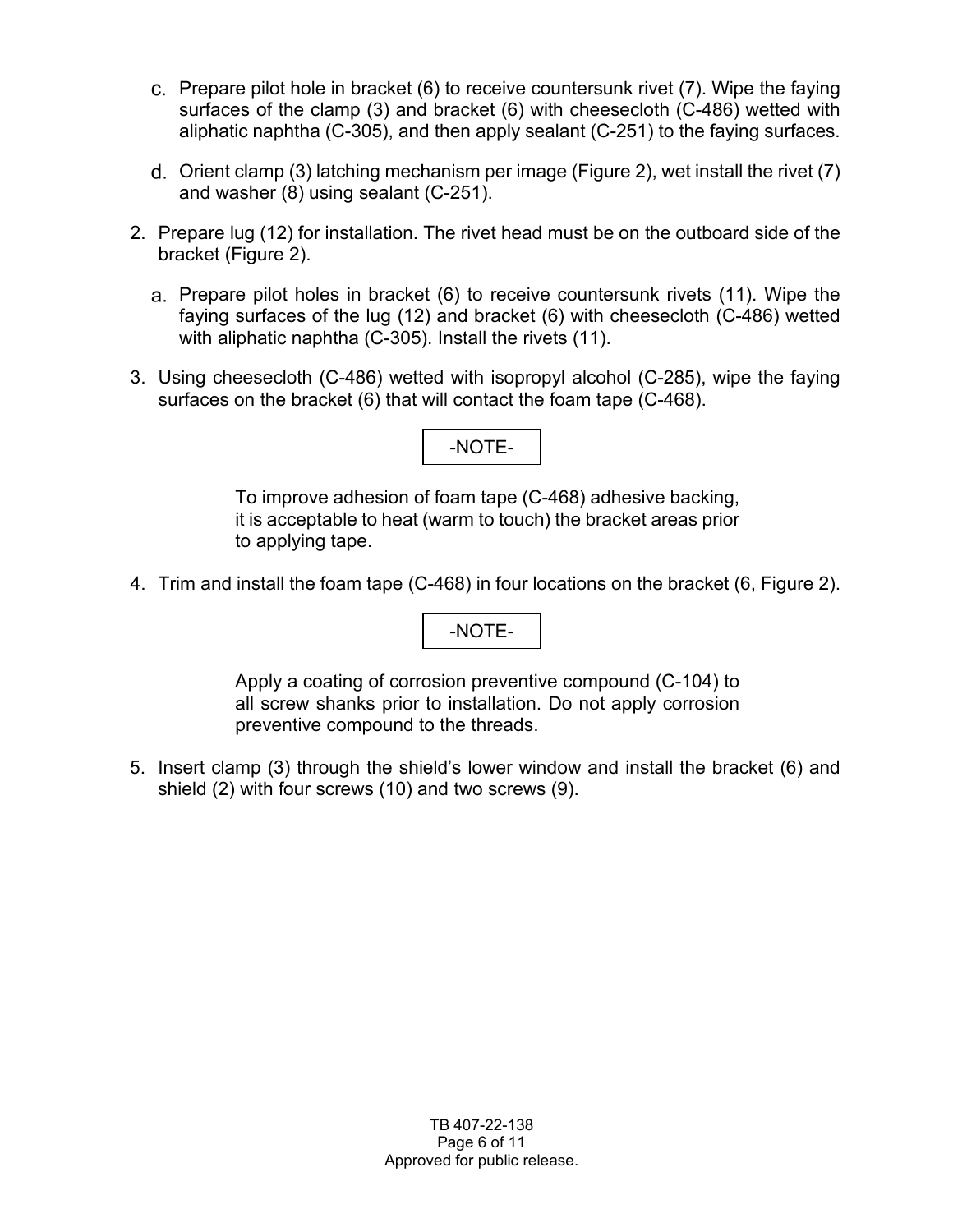c. Prepare pilot hole in bracket (6) to receive countersunk rivet (7). Wipe the faying surfaces of the clamp (3) and bracket (6) with cheesecloth (C-486) wetted with aliphatic naphtha (C-305), and then apply sealant (C-251) to the faying surfaces.

d. Orient clamp (3) latching mechanism per image (Figure 2), wet install the rivet (7) and washer (8) using sealant (C-251).

2. Prepare lug (12) for installation. The rivet head must be on the outboard side of the bracket (Figure 2).

   a. Prepare pilot holes in bracket (6) to receive countersunk rivets (11). Wipe the faying surfaces of the lug (12) and bracket (6) with cheesecloth (C-486) wetted with aliphatic naphtha (C-305). Install the rivets (11).

3. Using cheesecloth (C-486) wetted with isopropyl alcohol (C-285), wipe the faying surfaces on the bracket (6) that will contact the foam tape (C-468).

-NOTE-

To improve adhesion of foam tape (C-468) adhesive backing, it is acceptable to heat (warm to touch) the bracket areas prior to applying tape.

4. Trim and install the foam tape (C-468) in four locations on the bracket (6, Figure 2).

-NOTE-

Apply a coating of corrosion preventive compound (C-104) to all screw shanks prior to installation. Do not apply corrosion preventive compound to the threads.

5. Insert clamp (3) through the shield's lower window and install the bracket (6) and shield (2) with four screws (10) and two screws (9).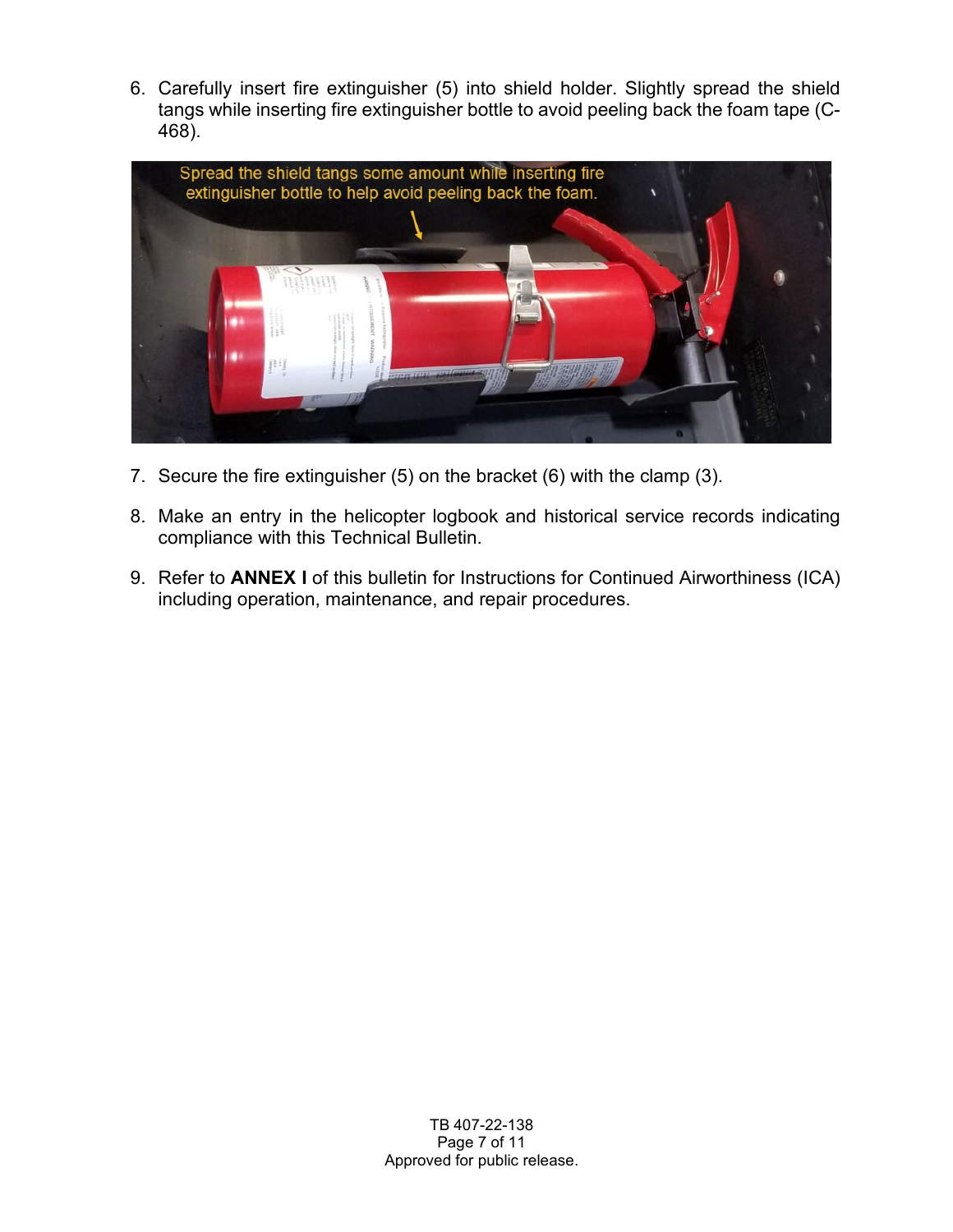6. Carefully insert fire extinguisher (5) into shield holder. Slightly spread the shield tangs while inserting fire extinguisher bottle to avoid peeling back the foam tape (C-468).

7. Secure the fire extinguisher (5) on the bracket (6) with the clamp (3).

8. Make an entry in the helicopter logbook and historical service records indicating compliance with this Technical Bulletin.

9. Refer to **ANNEX I** of this bulletin for Instructions for Continued Airworthiness (ICA) including operation, maintenance, and repair procedures.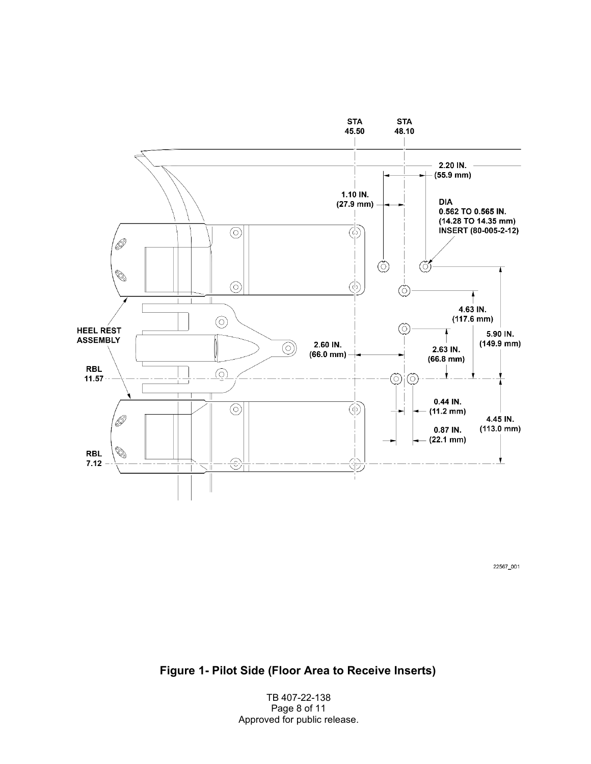STA 45.50

STA 48.10

2.20 IN. (55.9 mm)

1.10 IN. (27.9 mm)

DIA 0.562 TO 0.565 IN. (14.28 TO 14.35 mm) INSERT (80-005-2-12)

4.63 IN. (117.6 mm)

HEEL REST ASSEMBLY

2.60 IN. (66.0 mm)

2.63 IN. (66.8 mm)

5.90 IN. (149.9 mm)

RBL 11.57

0.44 IN. (11.2 mm)

4.45 IN. (113.0 mm)

0.87 IN. (22.1 mm)

RBL 7.12

22567_001

**Figure 1- Pilot Side (Floor Area to Receive Inserts)**

TB 407-22-138

Approved for public release.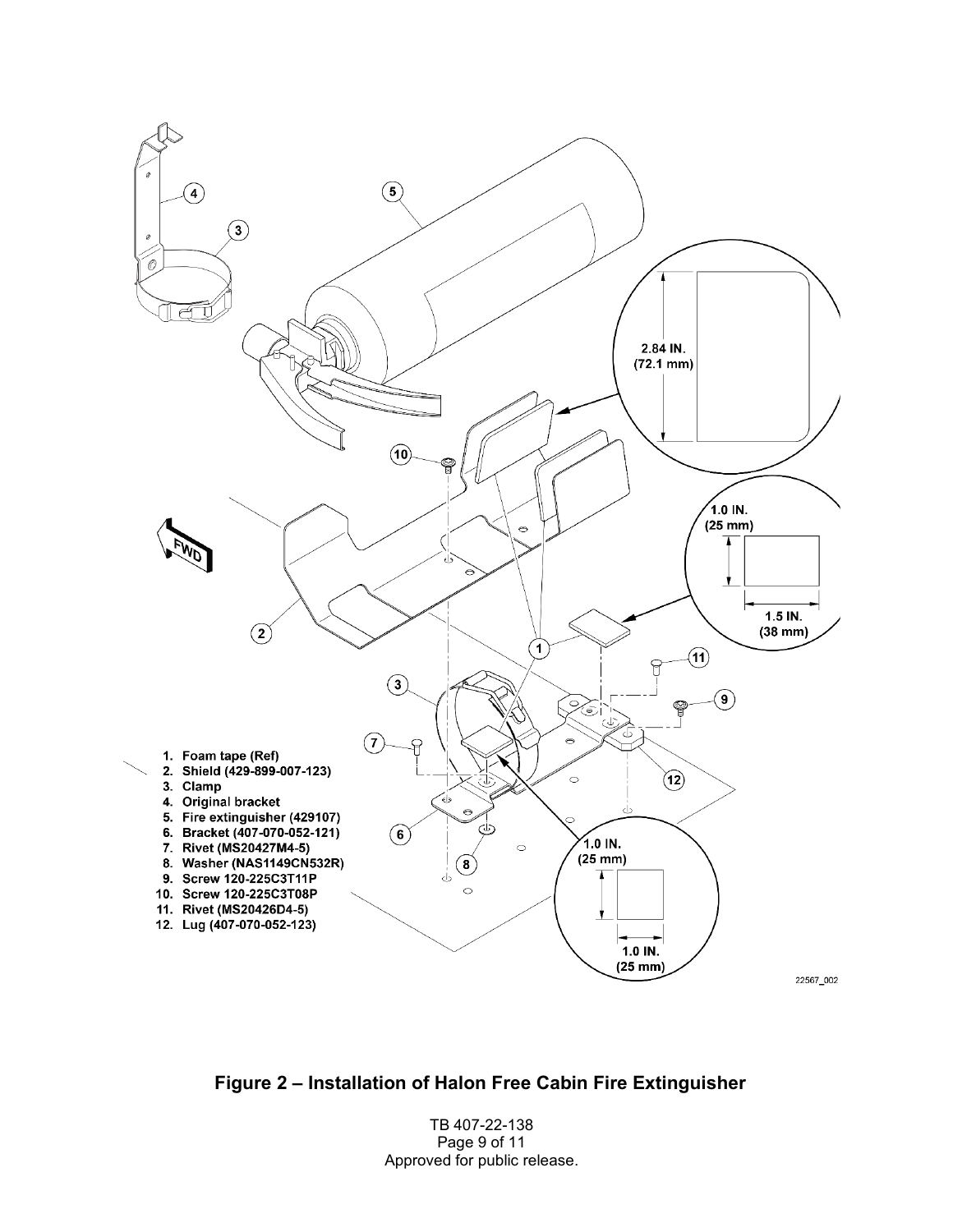1. Foam tape (Ref)
2. Shield (429-899-007-123)
3. Clamp
4. Original bracket
5. Fire extinguisher (429107)
6. Bracket (407-070-052-121)
7. Rivet (MS20427M4-5)
8. Washer (NAS1149CN532R)
9. Screw 120-225C3T11P
10. Screw 120-225C3T08P
11. Rivet (MS20426D4-5)
12. Lug (407-070-052-123)

2.84 IN. (72.1 mm)

1.0 IN. (25 mm)

1.5 IN. (38 mm)

1.0 IN. (25 mm)

1.0 IN. (25 mm)

FWD

22567_002

**Figure 2 – Installation of Halon Free Cabin Fire Extinguisher**

TB 407-22-138

Approved for public release.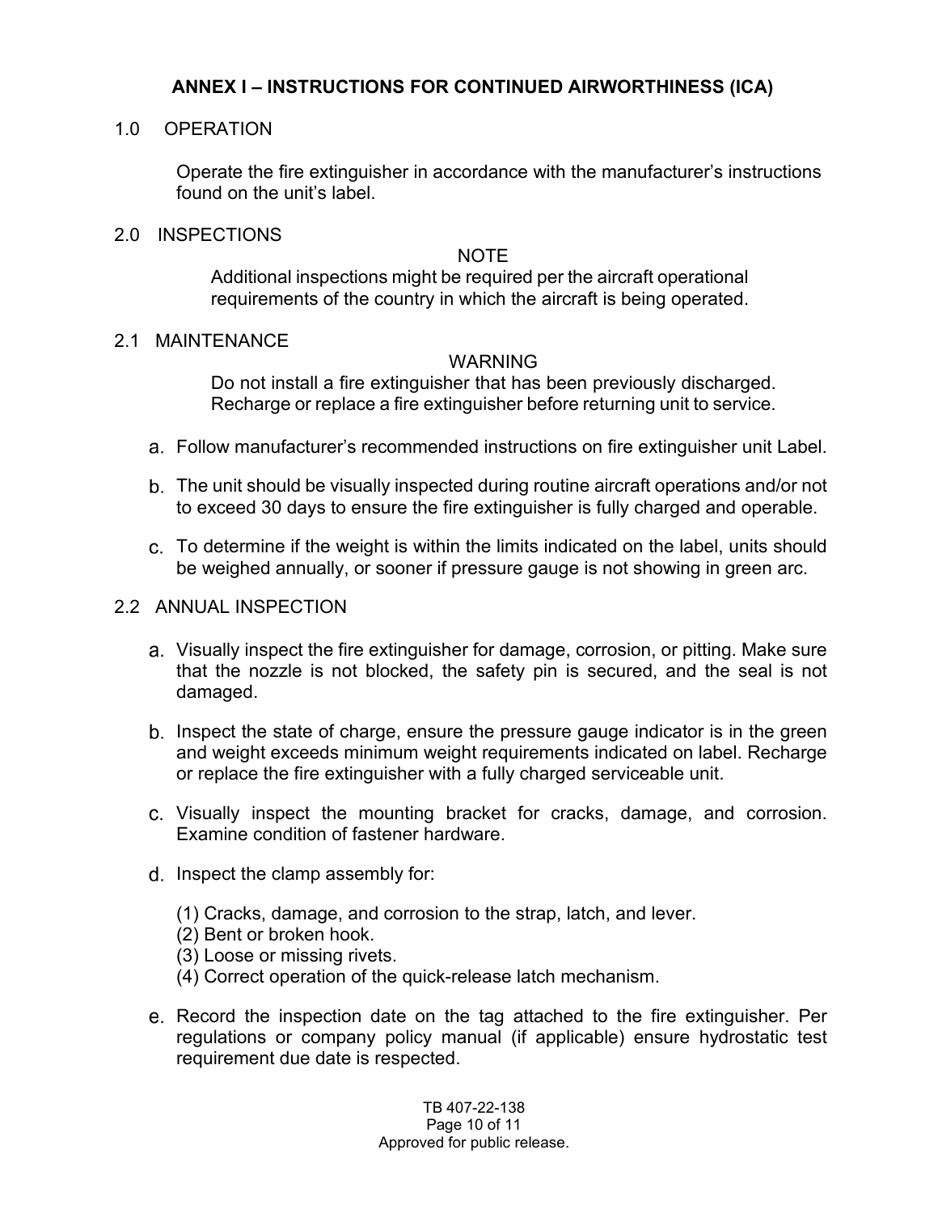# ANNEX I – INSTRUCTIONS FOR CONTINUED AIRWORTHINESS (ICA)

## 1.0 OPERATION

Operate the fire extinguisher in accordance with the manufacturer's instructions found on the unit's label.

## 2.0 INSPECTIONS

NOTE

Additional inspections might be required per the aircraft operational requirements of the country in which the aircraft is being operated.

### 2.1 MAINTENANCE

WARNING

Do not install a fire extinguisher that has been previously discharged. Recharge or replace a fire extinguisher before returning unit to service.

a. Follow manufacturer's recommended instructions on fire extinguisher unit Label.

b. The unit should be visually inspected during routine aircraft operations and/or not to exceed 30 days to ensure the fire extinguisher is fully charged and operable.

c. To determine if the weight is within the limits indicated on the label, units should be weighed annually, or sooner if pressure gauge is not showing in green arc.

### 2.2 ANNUAL INSPECTION

a. Visually inspect the fire extinguisher for damage, corrosion, or pitting. Make sure that the nozzle is not blocked, the safety pin is secured, and the seal is not damaged.

b. Inspect the state of charge, ensure the pressure gauge indicator is in the green and weight exceeds minimum weight requirements indicated on label. Recharge or replace the fire extinguisher with a fully charged serviceable unit.

c. Visually inspect the mounting bracket for cracks, damage, and corrosion. Examine condition of fastener hardware.

d. Inspect the clamp assembly for:

(1) Cracks, damage, and corrosion to the strap, latch, and lever.
(2) Bent or broken hook.
(3) Loose or missing rivets.
(4) Correct operation of the quick-release latch mechanism.

e. Record the inspection date on the tag attached to the fire extinguisher. Per regulations or company policy manual (if applicable) ensure hydrostatic test requirement due date is respected.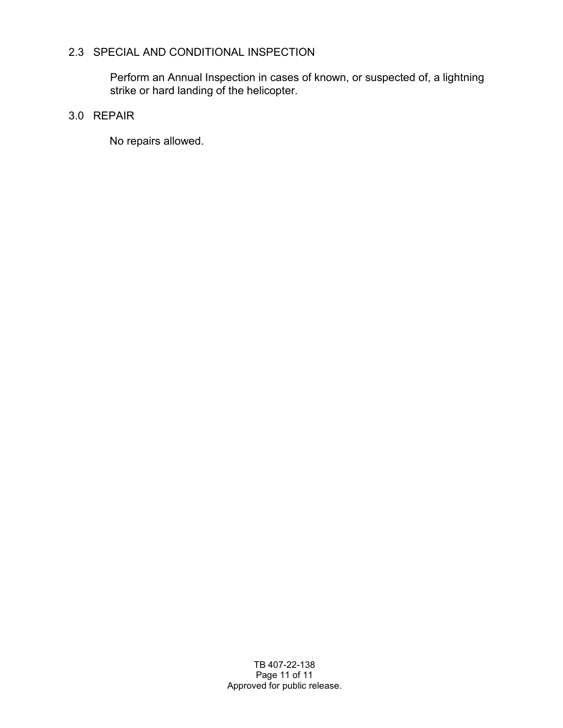## 2.3 SPECIAL AND CONDITIONAL INSPECTION

Perform an Annual Inspection in cases of known, or suspected of, a lightning strike or hard landing of the helicopter.

# 3.0 REPAIR

No repairs allowed.